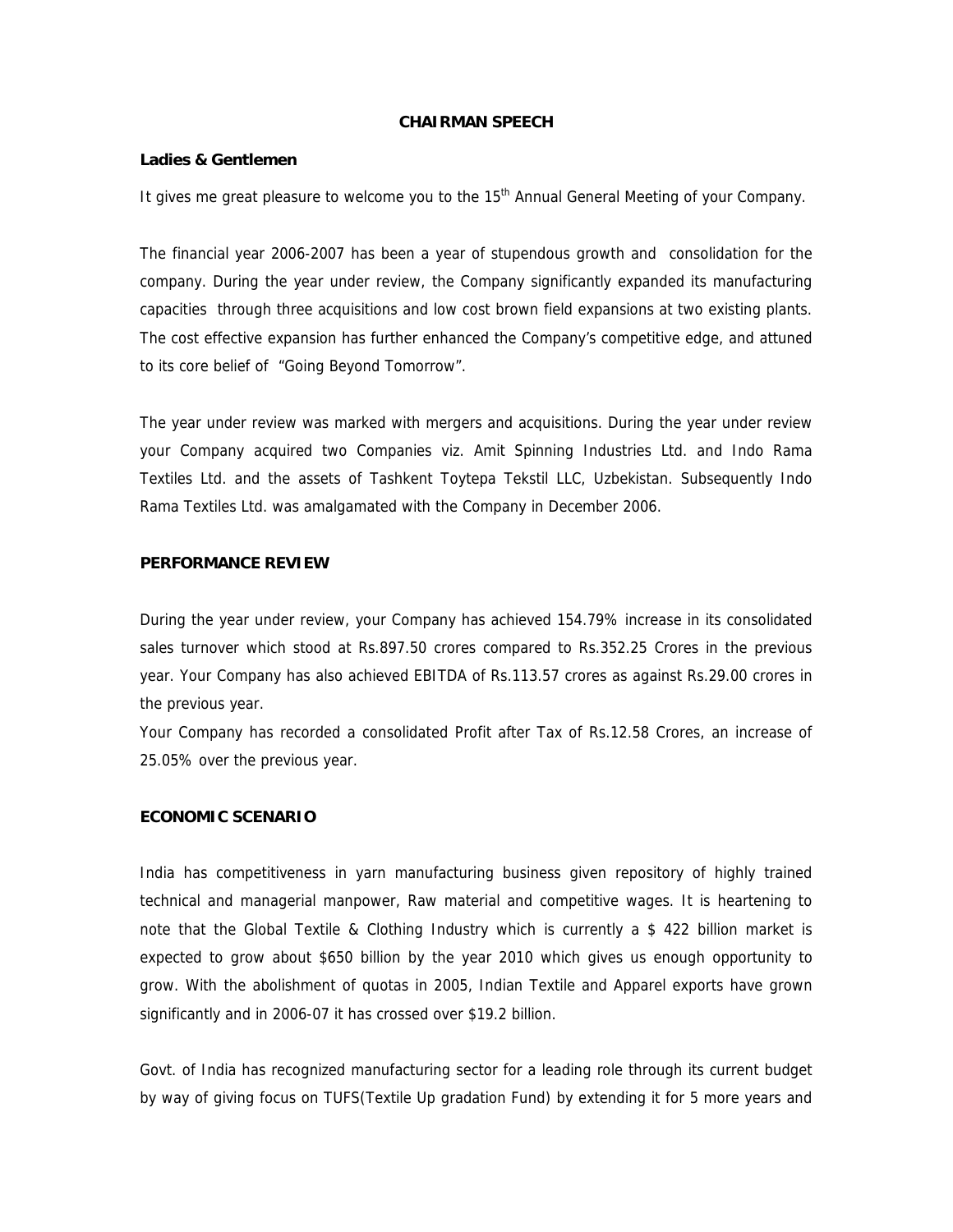# CHAIRMAN SPEECH

**Ladies & Gentlemen**

It gives me great pleasure to welcome you to the 15th Annual General Meeting of your Company.

The financial year 2006-2007 has been a year of stupendous growth and consolidation for the company. During the year under review, the Company significantly expanded its manufacturing capacities through three acquisitions and low cost brown field expansions at two existing plants. The cost effective expansion has further enhanced the Company's competitive edge, and attuned to its core belief of "Going Beyond Tomorrow".

The year under review was marked with mergers and acquisitions. During the year under review your Company acquired two Companies viz. Amit Spinning Industries Ltd. and Indo Rama Textiles Ltd. and the assets of Tashkent Toytepa Tekstil LLC, Uzbekistan. Subsequently Indo Rama Textiles Ltd. was amalgamated with the Company in December 2006.

## PERFORMANCE REVIEW

During the year under review, your Company has achieved 154.79% increase in its consolidated sales turnover which stood at Rs.897.50 crores compared to Rs.352.25 Crores in the previous year. Your Company has also achieved EBITDA of Rs.113.57 crores as against Rs.29.00 crores in the previous year.

Your Company has recorded a consolidated Profit after Tax of Rs.12.58 Crores, an increase of 25.05% over the previous year.

## ECONOMIC SCENARIO

India has competitiveness in yarn manufacturing business given repository of highly trained technical and managerial manpower, Raw material and competitive wages. It is heartening to note that the Global Textile & Clothing Industry which is currently a $ 422 billion market is expected to grow about $650 billion by the year 2010 which gives us enough opportunity to grow. With the abolishment of quotas in 2005, Indian Textile and Apparel exports have grown significantly and in 2006-07 it has crossed over $19.2 billion.

Govt. of India has recognized manufacturing sector for a leading role through its current budget by way of giving focus on TUFS(Textile Up gradation Fund) by extending it for 5 more years and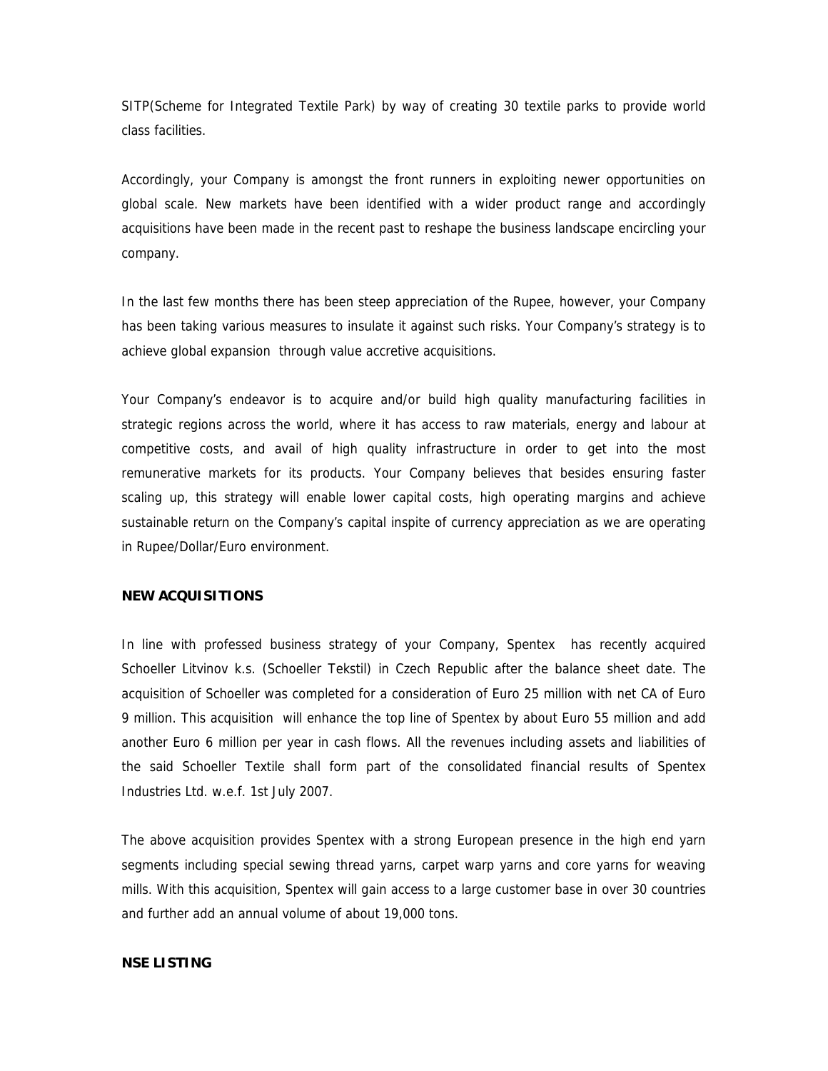SITP(Scheme for Integrated Textile Park) by way of creating 30 textile parks to provide world class facilities.

Accordingly, your Company is amongst the front runners in exploiting newer opportunities on global scale. New markets have been identified with a wider product range and accordingly acquisitions have been made in the recent past to reshape the business landscape encircling your company.

In the last few months there has been steep appreciation of the Rupee, however, your Company has been taking various measures to insulate it against such risks. Your Company's strategy is to achieve global expansion through value accretive acquisitions.

Your Company's endeavor is to acquire and/or build high quality manufacturing facilities in strategic regions across the world, where it has access to raw materials, energy and labour at competitive costs, and avail of high quality infrastructure in order to get into the most remunerative markets for its products. Your Company believes that besides ensuring faster scaling up, this strategy will enable lower capital costs, high operating margins and achieve sustainable return on the Company's capital inspite of currency appreciation as we are operating in Rupee/Dollar/Euro environment.

**NEW ACQUISITIONS**

In line with professed business strategy of your Company, Spentex has recently acquired Schoeller Litvinov k.s. (Schoeller Tekstil) in Czech Republic after the balance sheet date. The acquisition of Schoeller was completed for a consideration of Euro 25 million with net CA of Euro 9 million. This acquisition will enhance the top line of Spentex by about Euro 55 million and add another Euro 6 million per year in cash flows. All the revenues including assets and liabilities of the said Schoeller Textile shall form part of the consolidated financial results of Spentex Industries Ltd. w.e.f. 1st July 2007.

The above acquisition provides Spentex with a strong European presence in the high end yarn segments including special sewing thread yarns, carpet warp yarns and core yarns for weaving mills. With this acquisition, Spentex will gain access to a large customer base in over 30 countries and further add an annual volume of about 19,000 tons.

**NSE LISTING**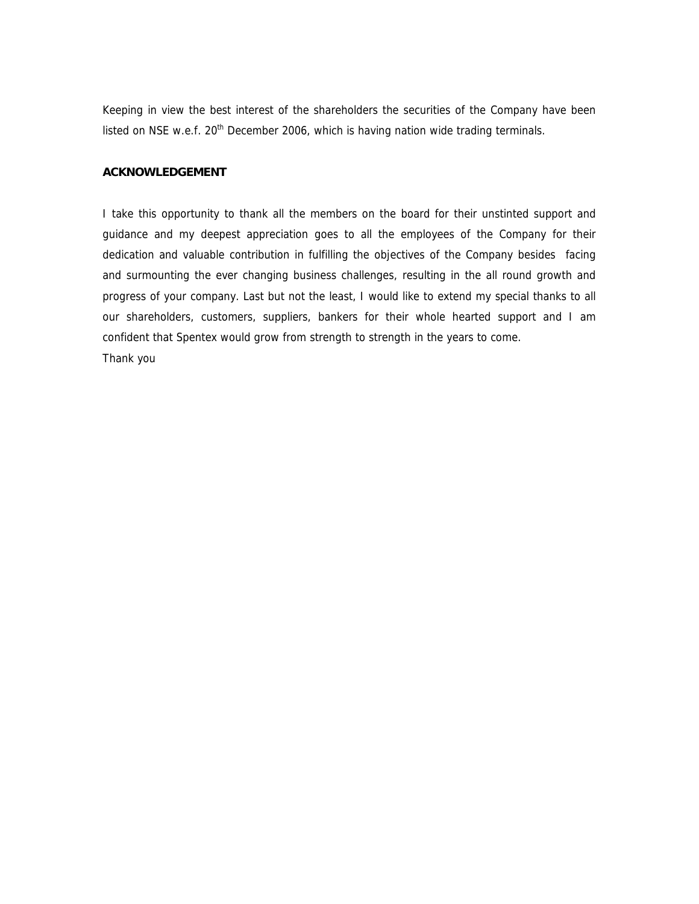Keeping in view the best interest of the shareholders the securities of the Company have been listed on NSE w.e.f. 20th December 2006, which is having nation wide trading terminals.

## ACKNOWLEDGEMENT

I take this opportunity to thank all the members on the board for their unstinted support and guidance and my deepest appreciation goes to all the employees of the Company for their dedication and valuable contribution in fulfilling the objectives of the Company besides facing and surmounting the ever changing business challenges, resulting in the all round growth and progress of your company. Last but not the least, I would like to extend my special thanks to all our shareholders, customers, suppliers, bankers for their whole hearted support and I am confident that Spentex would grow from strength to strength in the years to come.

Thank you